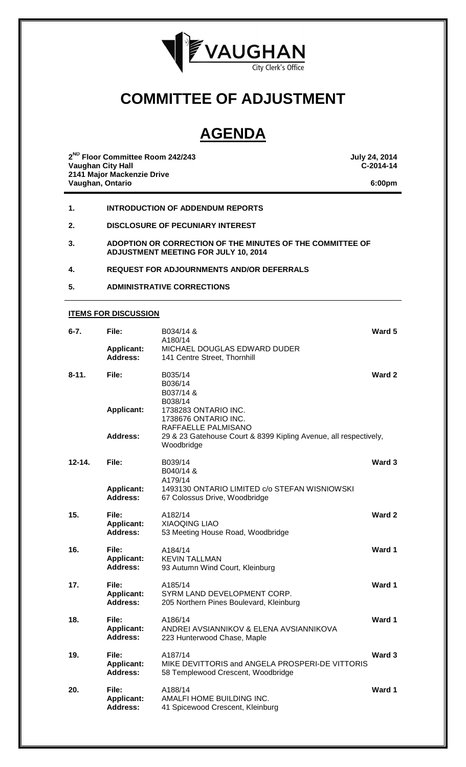VAUGHAN
City Clerk's Office

# COMMITTEE OF ADJUSTMENT

## AGENDA

**2ND Floor Committee Room 242/243**
**Vaughan City Hall**
**2141 Major Mackenzie Drive**
**Vaughan, Ontario**

**July 24, 2014**
**C-2014-14**
**6:00pm**

1. **INTRODUCTION OF ADDENDUM REPORTS**
2. **DISCLOSURE OF PECUNIARY INTEREST**
3. **ADOPTION OR CORRECTION OF THE MINUTES OF THE COMMITTEE OF ADJUSTMENT MEETING FOR JULY 10, 2014**
4. **REQUEST FOR ADJOURNMENTS AND/OR DEFERRALS**
5. **ADMINISTRATIVE CORRECTIONS**

**ITEMS FOR DISCUSSION**

| | | | |
|---|---|---|---|
| **6-7.** | **File:** | B034/14 & A180/14 | **Ward 5** |
| | **Applicant:** | MICHAEL DOUGLAS EDWARD DUDER | |
| | **Address:** | 141 Centre Street, Thornhill | |
| **8-11.** | **File:** | B035/14 B036/14 B037/14 & B038/14 | **Ward 2** |
| | **Applicant:** | 1738283 ONTARIO INC. 1738676 ONTARIO INC. RAFFAELLE PALMISANO | |
| | **Address:** | 29 & 23 Gatehouse Court & 8399 Kipling Avenue, all respectively, Woodbridge | |
| **12-14.** | **File:** | B039/14 B040/14 & A179/14 | **Ward 3** |
| | **Applicant:** | 1493130 ONTARIO LIMITED c/o STEFAN WISNIOWSKI | |
| | **Address:** | 67 Colossus Drive, Woodbridge | |
| **15.** | **File:** | A182/14 | **Ward 2** |
| | **Applicant:** | XIAOQING LIAO | |
| | **Address:** | 53 Meeting House Road, Woodbridge | |
| **16.** | **File:** | A184/14 | **Ward 1** |
| | **Applicant:** | KEVIN TALLMAN | |
| | **Address:** | 93 Autumn Wind Court, Kleinburg | |
| **17.** | **File:** | A185/14 | **Ward 1** |
| | **Applicant:** | SYRM LAND DEVELOPMENT CORP. | |
| | **Address:** | 205 Northern Pines Boulevard, Kleinburg | |
| **18.** | **File:** | A186/14 | **Ward 1** |
| | **Applicant:** | ANDREI AVSIANNIKOV & ELENA AVSIANNIKOVA | |
| | **Address:** | 223 Hunterwood Chase, Maple | |
| **19.** | **File:** | A187/14 | **Ward 3** |
| | **Applicant:** | MIKE DEVITTORIS and ANGELA PROSPERI-DE VITTORIS | |
| | **Address:** | 58 Templewood Crescent, Woodbridge | |
| **20.** | **File:** | A188/14 | **Ward 1** |
| | **Applicant:** | AMALFI HOME BUILDING INC. | |
| | **Address:** | 41 Spicewood Crescent, Kleinburg | |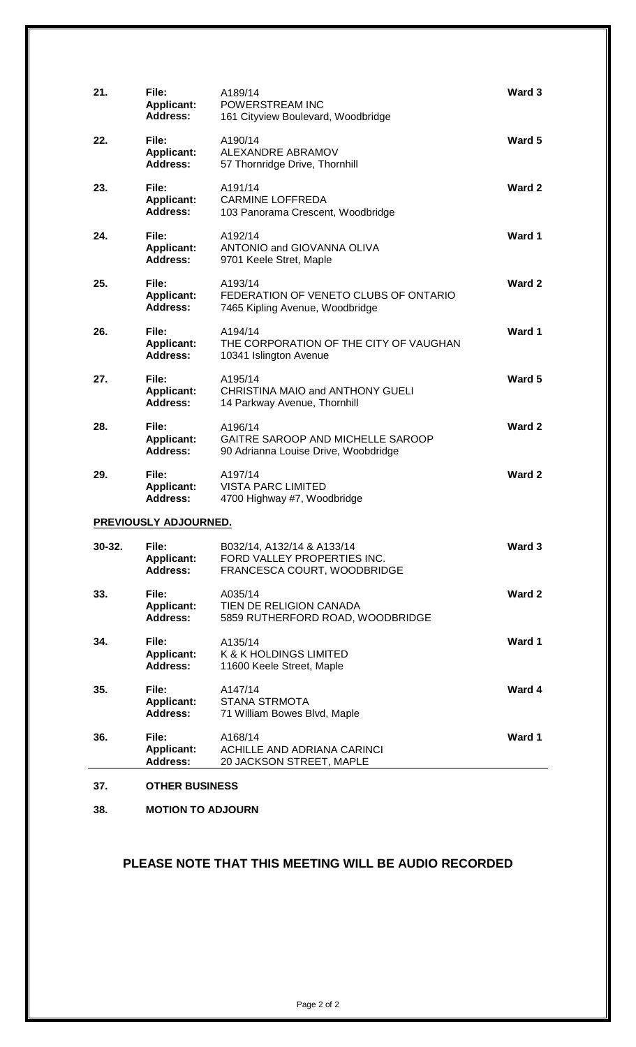| | | | |
|---|---|---|---|
| **21.** | **File:**<br>**Applicant:**<br>**Address:** | A189/14<br>POWERSTREAM INC<br>161 Cityview Boulevard, Woodbridge | **Ward 3** |
| **22.** | **File:**<br>**Applicant:**<br>**Address:** | A190/14<br>ALEXANDRE ABRAMOV<br>57 Thornridge Drive, Thornhill | **Ward 5** |
| **23.** | **File:**<br>**Applicant:**<br>**Address:** | A191/14<br>CARMINE LOFFREDA<br>103 Panorama Crescent, Woodbridge | **Ward 2** |
| **24.** | **File:**<br>**Applicant:**<br>**Address:** | A192/14<br>ANTONIO and GIOVANNA OLIVA<br>9701 Keele Stret, Maple | **Ward 1** |
| **25.** | **File:**<br>**Applicant:**<br>**Address:** | A193/14<br>FEDERATION OF VENETO CLUBS OF ONTARIO<br>7465 Kipling Avenue, Woodbridge | **Ward 2** |
| **26.** | **File:**<br>**Applicant:**<br>**Address:** | A194/14<br>THE CORPORATION OF THE CITY OF VAUGHAN<br>10341 Islington Avenue | **Ward 1** |
| **27.** | **File:**<br>**Applicant:**<br>**Address:** | A195/14<br>CHRISTINA MAIO and ANTHONY GUELI<br>14 Parkway Avenue, Thornhill | **Ward 5** |
| **28.** | **File:**<br>**Applicant:**<br>**Address:** | A196/14<br>GAITRE SAROOP AND MICHELLE SAROOP<br>90 Adrianna Louise Drive, Woobdridge | **Ward 2** |
| **29.** | **File:**<br>**Applicant:**<br>**Address:** | A197/14<br>VISTA PARC LIMITED<br>4700 Highway #7, Woodbridge | **Ward 2** |

**PREVIOUSLY ADJOURNED.**

| | | | |
|---|---|---|---|
| **30-32.** | **File:**<br>**Applicant:**<br>**Address:** | B032/14, A132/14 & A133/14<br>FORD VALLEY PROPERTIES INC.<br>FRANCESCA COURT, WOODBRIDGE | **Ward 3** |
| **33.** | **File:**<br>**Applicant:**<br>**Address:** | A035/14<br>TIEN DE RELIGION CANADA<br>5859 RUTHERFORD ROAD, WOODBRIDGE | **Ward 2** |
| **34.** | **File:**<br>**Applicant:**<br>**Address:** | A135/14<br>K & K HOLDINGS LIMITED<br>11600 Keele Street, Maple | **Ward 1** |
| **35.** | **File:**<br>**Applicant:**<br>**Address:** | A147/14<br>STANA STRMOTA<br>71 William Bowes Blvd, Maple | **Ward 4** |
| **36.** | **File:**<br>**Applicant:**<br>**Address:** | A168/14<br>ACHILLE AND ADRIANA CARINCI<br>20 JACKSON STREET, MAPLE | **Ward 1** |

**37. OTHER BUSINESS**

**38. MOTION TO ADJOURN**

**PLEASE NOTE THAT THIS MEETING WILL BE AUDIO RECORDED**